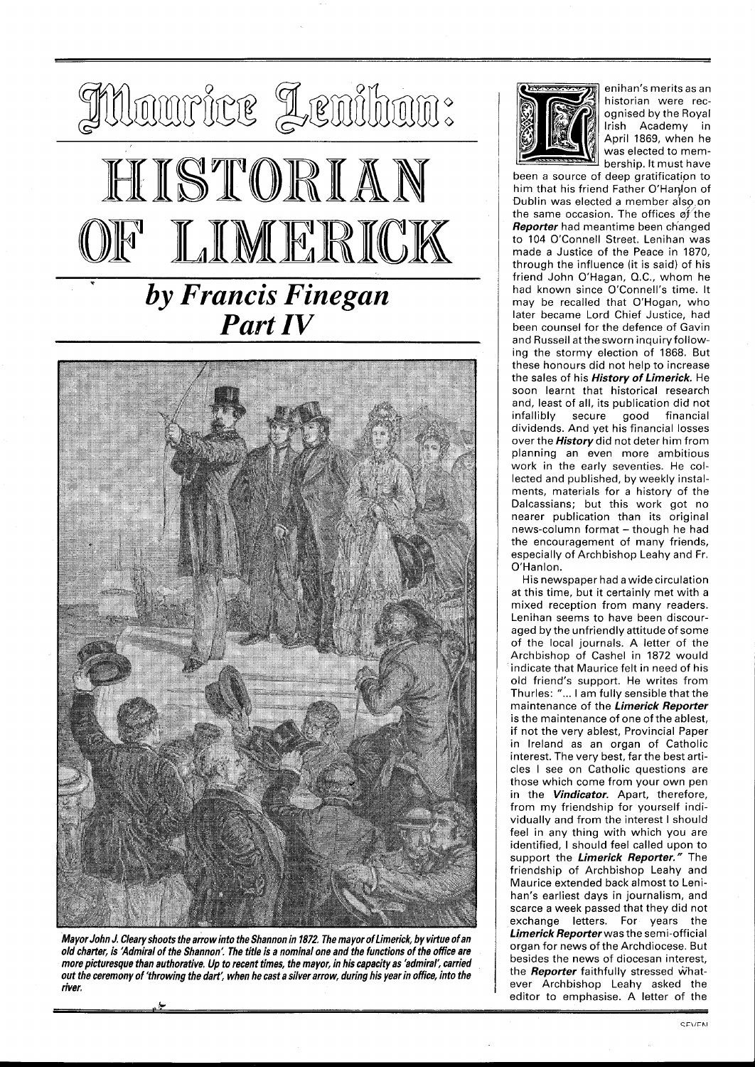# Maurice Lenihan:

# HISTORIAN OF LIMERICK

## *by Francis Finegan*
## *Part IV*

***Mayor John J. Cleary shoots the arrow into the Shannon in 1872. The mayor of Limerick, by virtue of an old charter, is 'Admiral of the Shannon'. The title is a nominal one and the functions of the office are more picturesque than authoritative. Up to recent times, the mayor, in his capacity as 'admiral', carried out the ceremony of 'throwing the dart', when he cast a silver arrow, during his year in office, into the river.***

Lenihan's merits as an historian were recognised by the Royal Irish Academy in April 1869, when he was elected to membership. It must have been a source of deep gratification to him that his friend Father O'Hanlon of Dublin was elected a member also on the same occasion. The offices of the ***Reporter*** had meantime been changed to 104 O'Connell Street. Lenihan was made a Justice of the Peace in 1870, through the influence (it is said) of his friend John O'Hagan, Q.C., whom he had known since O'Connell's time. It may be recalled that O'Hogan, who later became Lord Chief Justice, had been counsel for the defence of Gavin and Russell at the sworn inquiry following the stormy election of 1868. But these honours did not help to increase the sales of his ***History of Limerick.*** He soon learnt that historical research and, least of all, its publication did not infallibly secure good financial dividends. And yet his financial losses over the ***History*** did not deter him from planning an even more ambitious work in the early seventies. He collected and published, by weekly instalments, materials for a history of the Dalcassians; but this work got no nearer publication than its original news-column format – though he had the encouragement of many friends, especially of Archbishop Leahy and Fr. O'Hanlon.

His newspaper had a wide circulation at this time, but it certainly met with a mixed reception from many readers. Lenihan seems to have been discouraged by the unfriendly attitude of some of the local journals. A letter of the Archbishop of Cashel in 1872 would indicate that Maurice felt in need of his old friend's support. He writes from Thurles: "... I am fully sensible that the maintenance of the ***Limerick Reporter*** is the maintenance of one of the ablest, if not the very ablest, Provincial Paper in Ireland as an organ of Catholic interest. The very best, far the best articles I see on Catholic questions are those which come from your own pen in the ***Vindicator.*** Apart, therefore, from my friendship for yourself individually and from the interest I should feel in any thing with which you are identified, I should feel called upon to support the ***Limerick Reporter.***" The friendship of Archbishop Leahy and Maurice extended back almost to Lenihan's earliest days in journalism, and scarce a week passed that they did not exchange letters. For years the ***Limerick Reporter*** was the semi-official organ for news of the Archdiocese. But besides the news of diocesan interest, the ***Reporter*** faithfully stressed whatever Archbishop Leahy asked the editor to emphasise. A letter of the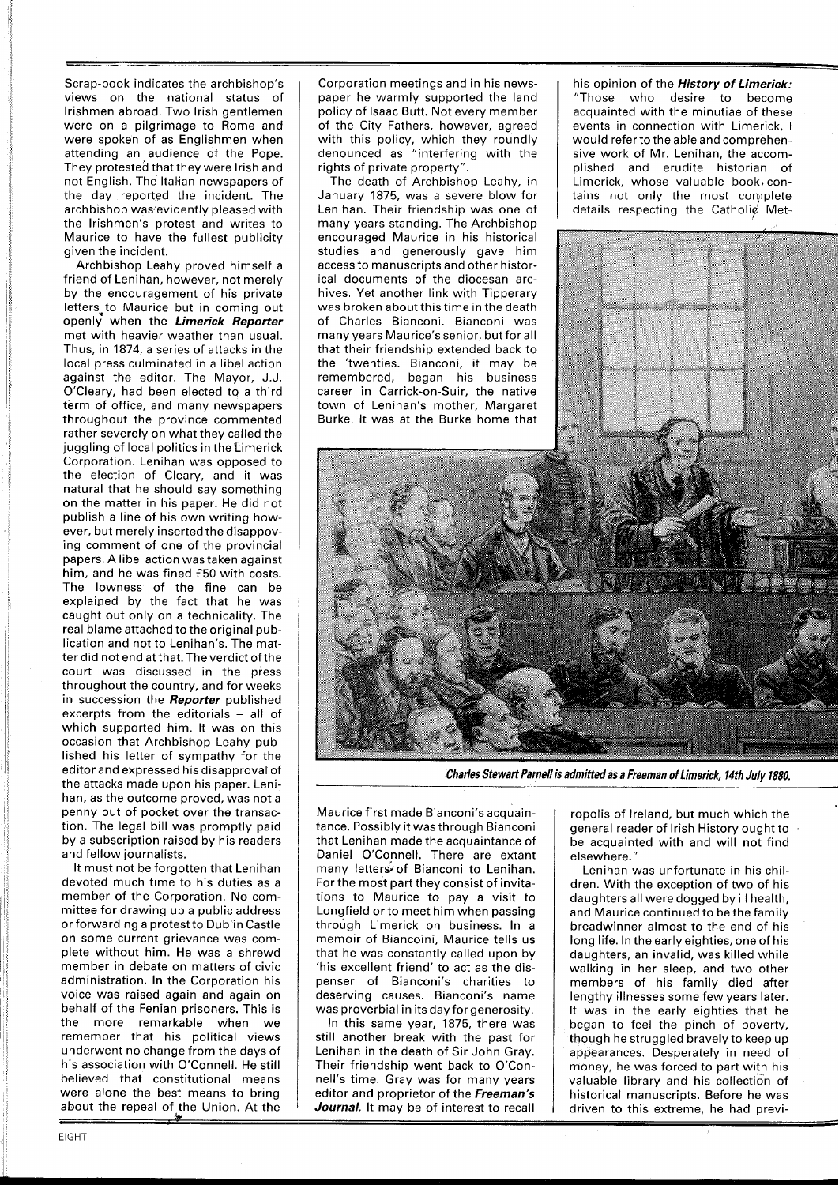Scrap-book indicates the archbishop's views on the national status of Irishmen abroad. Two Irish gentlemen were on a pilgrimage to Rome and were spoken of as Englishmen when attending an audience of the Pope. They protested that they were Irish and not English. The Italian newspapers of the day reported the incident. The archbishop was evidently pleased with the Irishmen's protest and writes to Maurice to have the fullest publicity given the incident.

Archbishop Leahy proved himself a friend of Lenihan, however, not merely by the encouragement of his private letters to Maurice but in coming out openly when the ***Limerick Reporter*** met with heavier weather than usual. Thus, in 1874, a series of attacks in the local press culminated in a libel action against the editor. The Mayor, J.J. O'Cleary, had been elected to a third term of office, and many newspapers throughout the province commented rather severely on what they called the juggling of local politics in the Limerick Corporation. Lenihan was opposed to the election of Cleary, and it was natural that he should say something on the matter in his paper. He did not publish a line of his own writing however, but merely inserted the disapproving comment of one of the provincial papers. A libel action was taken against him, and he was fined £50 with costs. The lowness of the fine can be explained by the fact that he was caught out only on a technicality. The real blame attached to the original publication and not to Lenihan's. The matter did not end at that. The verdict of the court was discussed in the press throughout the country, and for weeks in succession the ***Reporter*** published excerpts from the editorials – all of which supported him. It was on this occasion that Archbishop Leahy published his letter of sympathy for the editor and expressed his disapproval of the attacks made upon his paper. Lenihan, as the outcome proved, was not a penny out of pocket over the transaction. The legal bill was promptly paid by a subscription raised by his readers and fellow journalists.

It must not be forgotten that Lenihan devoted much time to his duties as a member of the Corporation. No committee for drawing up a public address or forwarding a protest to Dublin Castle on some current grievance was complete without him. He was a shrewd member in debate on matters of civic administration. In the Corporation his voice was raised again and again on behalf of the Fenian prisoners. This is the more remarkable when we remember that his political views underwent no change from the days of his association with O'Connell. He still believed that constitutional means were alone the best means to bring about the repeal of the Union. At the Corporation meetings and in his newspaper he warmly supported the land policy of Isaac Butt. Not every member of the City Fathers, however, agreed with this policy, which they roundly denounced as "interfering with the rights of private property".

The death of Archbishop Leahy, in January 1875, was a severe blow for Lenihan. Their friendship was one of many years standing. The Archbishop encouraged Maurice in his historical studies and generously gave him access to manuscripts and other historical documents of the diocesan archives. Yet another link with Tipperary was broken about this time in the death of Charles Bianconi. Bianconi was many years Maurice's senior, but for all that their friendship extended back to the 'twenties. Bianconi, it may be remembered, began his business career in Carrick-on-Suir, the native town of Lenihan's mother, Margaret Burke. It was at the Burke home that Maurice first made Bianconi's acquaintance. Possibly it was through Bianconi that Lenihan made the acquaintance of Daniel O'Connell. There are extant many letters of Bianconi to Lenihan. For the most part they consist of invitations to Maurice to pay a visit to Longfield or to meet him when passing through Limerick on business. In a memoir of Biancoini, Maurice tells us that he was constantly called upon by 'his excellent friend' to act as the dispenser of Bianconi's charities to deserving causes. Bianconi's name was proverbial in its day for generosity.

In this same year, 1875, there was still another break with the past for Lenihan in the death of Sir John Gray. Their friendship went back to O'Connell's time. Gray was for many years editor and proprietor of the ***Freeman's Journal***. It may be of interest to recall his opinion of the ***History of Limerick:*** "Those who desire to become acquainted with the minutiae of these events in connection with Limerick, I would refer to the able and comprehensive work of Mr. Lenihan, the accomplished and erudite historian of Limerick, whose valuable book contains not only the most complete details respecting the Catholic Metropolis of Ireland, but much which the general reader of Irish History ought to be acquainted with and will not find elsewhere."

***Charles Stewart Parnell is admitted as a Freeman of Limerick, 14th July 1880.***

Lenihan was unfortunate in his children. With the exception of two of his daughters all were dogged by ill health, and Maurice continued to be the family breadwinner almost to the end of his long life. In the early eighties, one of his daughters, an invalid, was killed while walking in her sleep, and two other members of his family died after lengthy illnesses some few years later. It was in the early eighties that he began to feel the pinch of poverty, though he struggled bravely to keep up appearances. Desperately in need of money, he was forced to part with his valuable library and his collection of historical manuscripts. Before he was driven to this extreme, he had previ-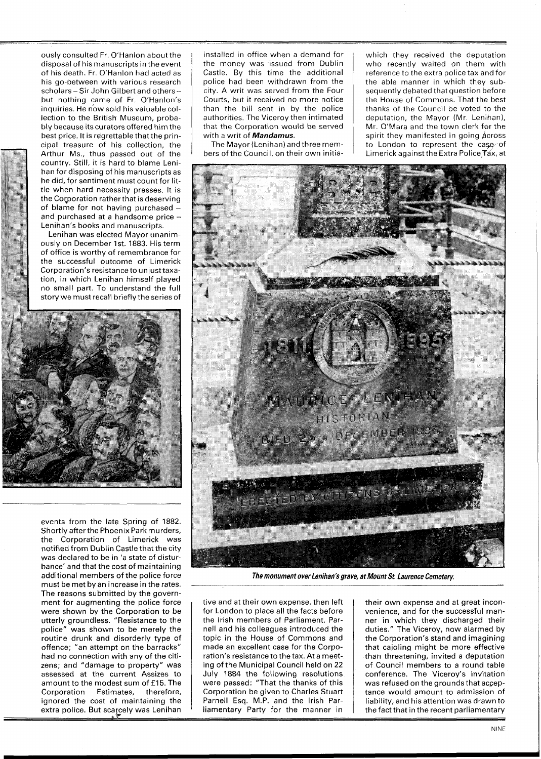ously consulted Fr. O'Hanlon about the disposal of his manuscripts in the event of his death. Fr. O'Hanlon had acted as his go-between with various research scholars – Sir John Gilbert and others – but nothing came of Fr. O'Hanlon's inquiries. He now sold his valuable collection to the British Museum, probably because its curators offered him the best price. It is regrettable that the principal treasure of his collection, the Arthur Ms., thus passed out of the country. Still, it is hard to blame Lenihan for disposing of his manuscripts as he did, for sentiment must count for little when hard necessity presses. It is the Corporation rather that is deserving of blame for not having purchased – and purchased at a handsome price – Lenihan's books and manuscripts.

Lenihan was elected Mayor unanimously on December 1st. 1883. His term of office is worthy of remembrance for the successful outcome of Limerick Corporation's resistance to unjust taxation, in which Lenihan himself played no small part. To understand the full story we must recall briefly the series of events from the late Spring of 1882. Shortly after the Phoenix Park murders, the Corporation of Limerick was notified from Dublin Castle that the city was declared to be in 'a state of disturbance' and that the cost of maintaining additional members of the police force must be met by an increase in the rates. The reasons submitted by the government for augmenting the police force were shown by the Corporation to be utterly groundless. "Resistance to the police" was shown to be merely the routine drunk and disorderly type of offence; "an attempt on the barracks" had no connection with any of the citizens; and "damage to property" was assessed at the current Assizes to amount to the modest sum of £15. The Corporation Estimates, therefore, ignored the cost of maintaining the extra police. But scarcely was Lenihan installed in office when a demand for the money was issued from Dublin Castle. By this time the additional police had been withdrawn from the city. A writ was served from the Four Courts, but it received no more notice than the bill sent in by the police authorities. The Viceroy then intimated that the Corporation would be served with a writ of ***Mandamus.***

The Mayor (Lenihan) and three members of the Council, on their own initiative and at their own expense, then left for London to place all the facts before the Irish members of Parliament. Parnell and his colleagues introduced the topic in the House of Commons and made an excellent case for the Corporation's resistance to the tax. At a meeting of the Municipal Council held on 22 July 1884 the following resolutions were passed: "That the thanks of this Corporation be given to Charles Stuart Parnell Esq. M.P. and the Irish Parliamentary Party for the manner in which they received the deputation who recently waited on them with reference to the extra police tax and for the able manner in which they subsequently debated that question before the House of Commons. That the best thanks of the Council be voted to the deputation, the Mayor (Mr. Lenihan), Mr. O'Mara and the town clerk for the spirit they manifested in going across to London to represent the case of Limerick against the Extra Police Tax, at their own expense and at great inconvenience, and for the successful manner in which they discharged their duties." The Viceroy, now alarmed by the Corporation's stand and imagining that cajoling might be more effective than threatening, invited a deputation of Council members to a round table conference. The Viceroy's invitation was refused on the grounds that acceptance would amount to admission of liability, and his attention was drawn to the fact that in the recent parliamentary

*The monument over Lenihan's grave, at Mount St. Laurence Cemetery.*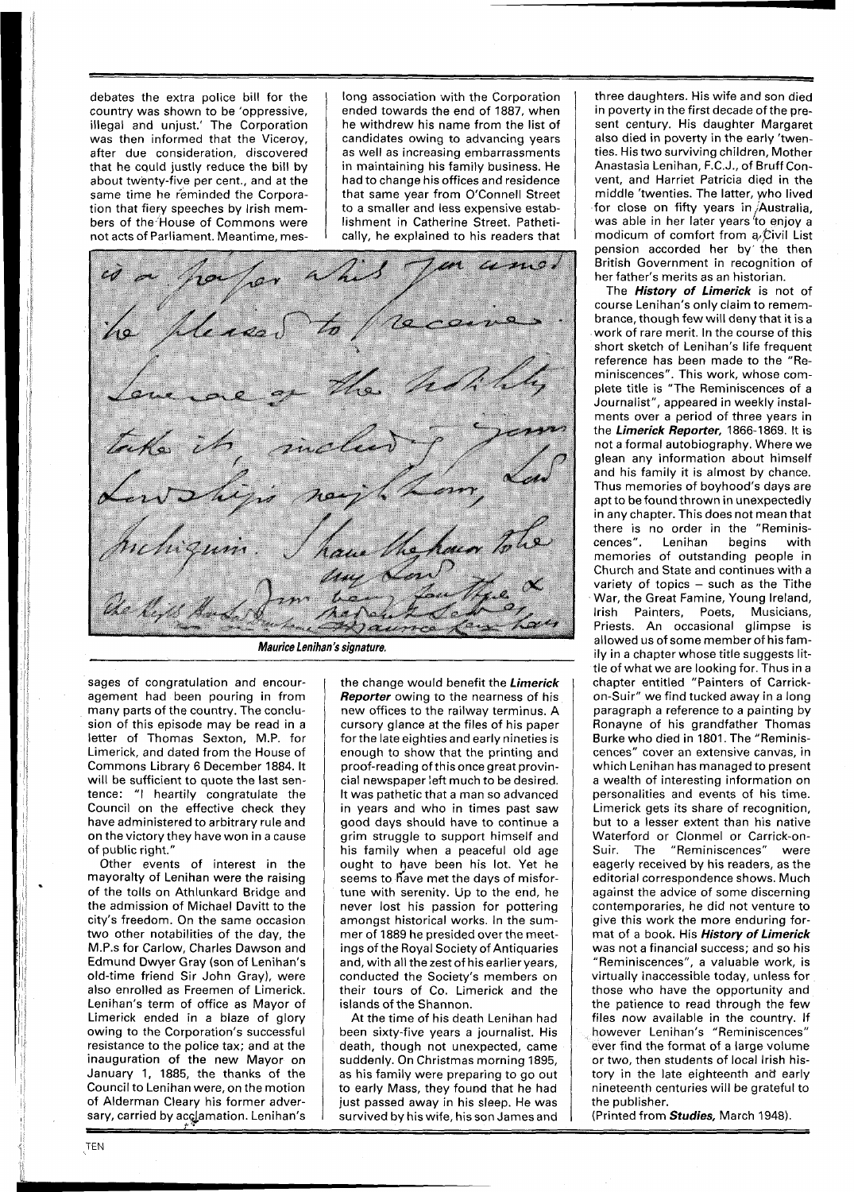debates the extra police bill for the country was shown to be 'oppressive, illegal and unjust.' The Corporation was then informed that the Viceroy, after due consideration, discovered that he could justly reduce the bill by about twenty-five per cent., and at the same time he reminded the Corporation that fiery speeches by Irish members of the House of Commons were not acts of Parliament. Meantime, messages of congratulation and encouragement had been pouring in from many parts of the country. The conclusion of this episode may be read in a letter of Thomas Sexton, M.P. for Limerick, and dated from the House of Commons Library 6 December 1884. It will be sufficient to quote the last sentence: "I heartily congratulate the Council on the effective check they have administered to arbitrary rule and on the victory they have won in a cause of public right."

Other events of interest in the mayoralty of Lenihan were the raising of the tolls on Athlunkard Bridge and the admission of Michael Davitt to the city's freedom. On the same occasion two other notabilities of the day, the M.P.s for Carlow, Charles Dawson and Edmund Dwyer Gray (son of Lenihan's old-time friend Sir John Gray), were also enrolled as Freemen of Limerick. Lenihan's term of office as Mayor of Limerick ended in a blaze of glory owing to the Corporation's successful resistance to the police tax; and at the inauguration of the new Mayor on January 1, 1885, the thanks of the Council to Lenihan were, on the motion of Alderman Cleary his former adversary, carried by acclamation. Lenihan's long association with the Corporation ended towards the end of 1887, when he withdrew his name from the list of candidates owing to advancing years as well as increasing embarrassments in maintaining his family business. He had to change his offices and residence that same year from O'Connell Street to a smaller and less expensive establishment in Catherine Street. Pathetically, he explained to his readers that the change would benefit the ***Limerick Reporter*** owing to the nearness of his new offices to the railway terminus. A cursory glance at the files of his paper for the late eighties and early nineties is enough to show that the printing and proof-reading of this once great provincial newspaper left much to be desired. It was pathetic that a man so advanced in years and who in times past saw good days should have to continue a grim struggle to support himself and his family when a peaceful old age ought to have been his lot. Yet he seems to have met the days of misfortune with serenity. Up to the end, he never lost his passion for pottering amongst historical works. In the summer of 1889 he presided over the meetings of the Royal Society of Antiquaries and, with all the zest of his earlier years, conducted the Society's members on their tours of Co. Limerick and the islands of the Shannon.

At the time of his death Lenihan had been sixty-five years a journalist. His death, though not unexpected, came suddenly. On Christmas morning 1895, as his family were preparing to go out to early Mass, they found that he had just passed away in his sleep. He was survived by his wife, his son James and three daughters. His wife and son died in poverty in the first decade of the present century. His daughter Margaret also died in poverty in the early 'twenties. His two surviving children, Mother Anastasia Lenihan, F.C.J., of Bruff Convent, and Harriet Patricia died in the middle 'twenties. The latter, who lived for close on fifty years in Australia, was able in her later years to enjoy a modicum of comfort from a Civil List pension accorded her by the then British Government in recognition of her father's merits as an historian.

The ***History of Limerick*** is not of course Lenihan's only claim to remembrance, though few will deny that it is a work of rare merit. In the course of this short sketch of Lenihan's life frequent reference has been made to the "Reminiscences". This work, whose complete title is "The Reminiscences of a Journalist", appeared in weekly instalments over a period of three years in the ***Limerick Reporter,*** 1866-1869. It is not a formal autobiography. Where we glean any information about himself and his family it is almost by chance. Thus memories of boyhood's days are apt to be found thrown in unexpectedly in any chapter. This does not mean that there is no order in the "Reminiscences". Lenihan begins with memories of outstanding people in Church and State and continues with a variety of topics – such as the Tithe War, the Great Famine, Young Ireland, Irish Painters, Poets, Musicians, Priests. An occasional glimpse is allowed us of some member of his family in a chapter whose title suggests little of what we are looking for. Thus in a chapter entitled "Painters of Carrick-on-Suir" we find tucked away in a long paragraph a reference to a painting by Ronayne of his grandfather Thomas Burke who died in 1801. The "Reminiscences" cover an extensive canvas, in which Lenihan has managed to present a wealth of interesting information on personalities and events of his time. Limerick gets its share of recognition, but to a lesser extent than his native Waterford or Clonmel or Carrick-on-Suir. The "Reminiscences" were eagerly received by his readers, as the editorial correspondence shows. Much against the advice of some discerning contemporaries, he did not venture to give this work the more enduring format of a book. His ***History of Limerick*** was not a financial success; and so his "Reminiscences", a valuable work, is virtually inaccessible today, unless for those who have the opportunity and the patience to read through the few files now available in the country. If however Lenihan's "Reminiscences" ever find the format of a large volume or two, then students of local Irish history in the late eighteenth and early nineteenth centuries will be grateful to the publisher.

(Printed from ***Studies,*** March 1948).

***Maurice Lenihan's signature.***